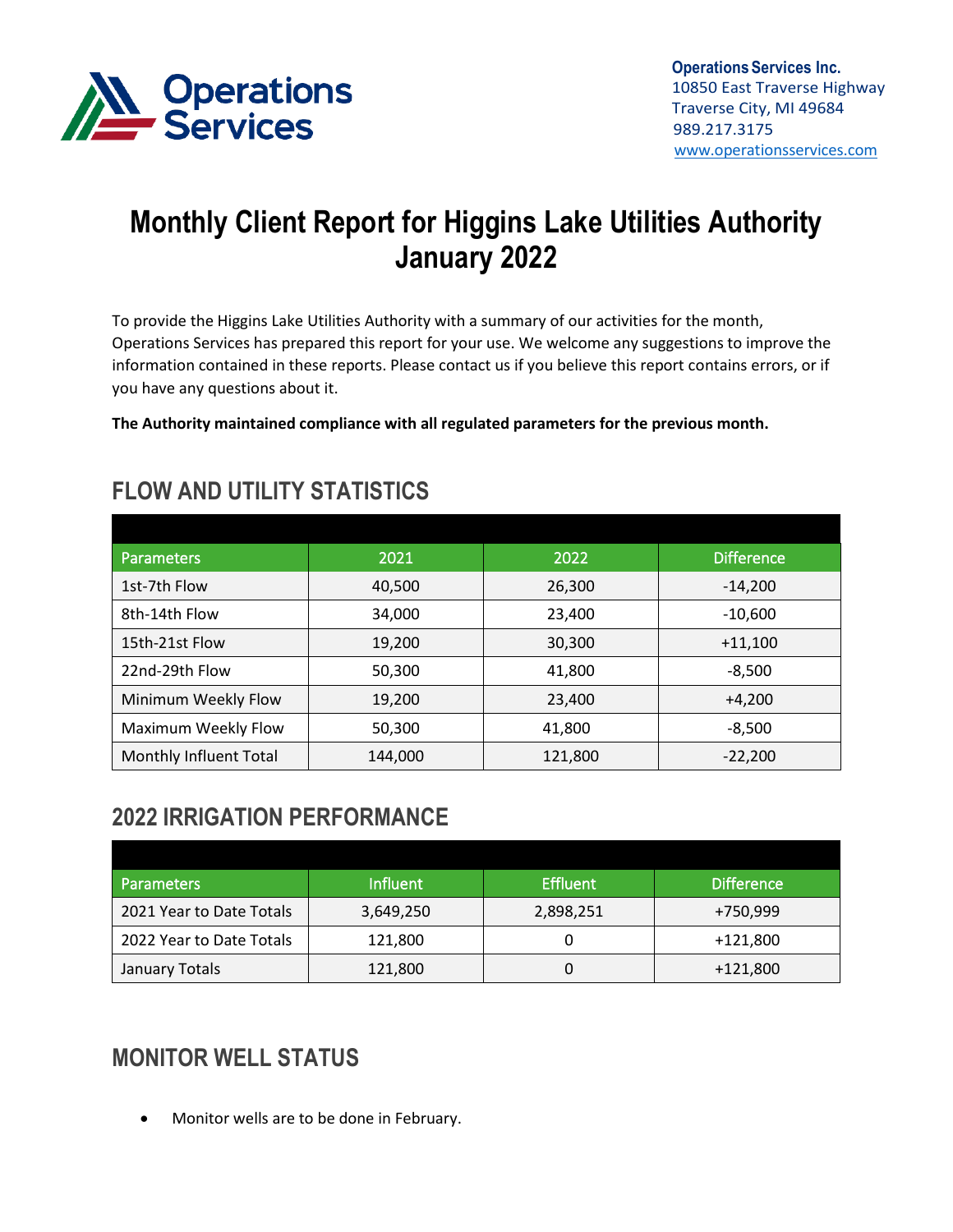**Operations Services Inc.**
10850 East Traverse Highway
Traverse City, MI 49684
989.217.3175
www.operationsservices.com

# Monthly Client Report for Higgins Lake Utilities Authority January 2022

To provide the Higgins Lake Utilities Authority with a summary of our activities for the month, Operations Services has prepared this report for your use. We welcome any suggestions to improve the information contained in these reports. Please contact us if you believe this report contains errors, or if you have any questions about it.

**The Authority maintained compliance with all regulated parameters for the previous month.**

## FLOW AND UTILITY STATISTICS

| Parameters | 2021 | 2022 | Difference |
|---|---|---|---|
| 1st-7th Flow | 40,500 | 26,300 | -14,200 |
| 8th-14th Flow | 34,000 | 23,400 | -10,600 |
| 15th-21st Flow | 19,200 | 30,300 | +11,100 |
| 22nd-29th Flow | 50,300 | 41,800 | -8,500 |
| Minimum Weekly Flow | 19,200 | 23,400 | +4,200 |
| Maximum Weekly Flow | 50,300 | 41,800 | -8,500 |
| Monthly Influent Total | 144,000 | 121,800 | -22,200 |

## 2022 IRRIGATION PERFORMANCE

| Parameters | Influent | Effluent | Difference |
|---|---|---|---|
| 2021 Year to Date Totals | 3,649,250 | 2,898,251 | +750,999 |
| 2022 Year to Date Totals | 121,800 | 0 | +121,800 |
| January Totals | 121,800 | 0 | +121,800 |

## MONITOR WELL STATUS

- Monitor wells are to be done in February.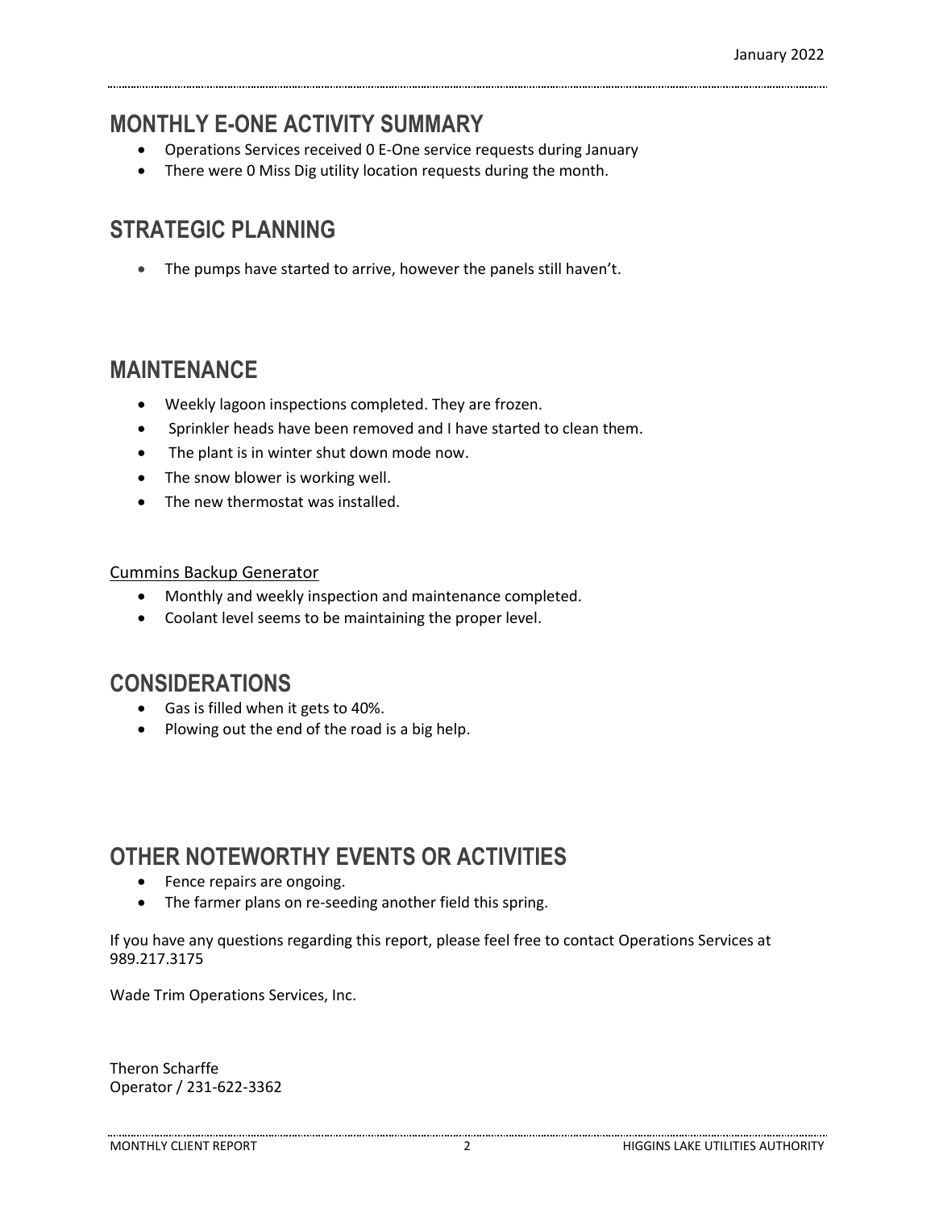## MONTHLY E-ONE ACTIVITY SUMMARY

- Operations Services received 0 E-One service requests during January
- There were 0 Miss Dig utility location requests during the month.

## STRATEGIC PLANNING

- The pumps have started to arrive, however the panels still haven't.

## MAINTENANCE

- Weekly lagoon inspections completed. They are frozen.
- Sprinkler heads have been removed and I have started to clean them.
- The plant is in winter shut down mode now.
- The snow blower is working well.
- The new thermostat was installed.

Cummins Backup Generator

- Monthly and weekly inspection and maintenance completed.
- Coolant level seems to be maintaining the proper level.

## CONSIDERATIONS

- Gas is filled when it gets to 40%.
- Plowing out the end of the road is a big help.

## OTHER NOTEWORTHY EVENTS OR ACTIVITIES

- Fence repairs are ongoing.
- The farmer plans on re-seeding another field this spring.

If you have any questions regarding this report, please feel free to contact Operations Services at 989.217.3175

Wade Trim Operations Services, Inc.

Theron Scharffe
Operator / 231-622-3362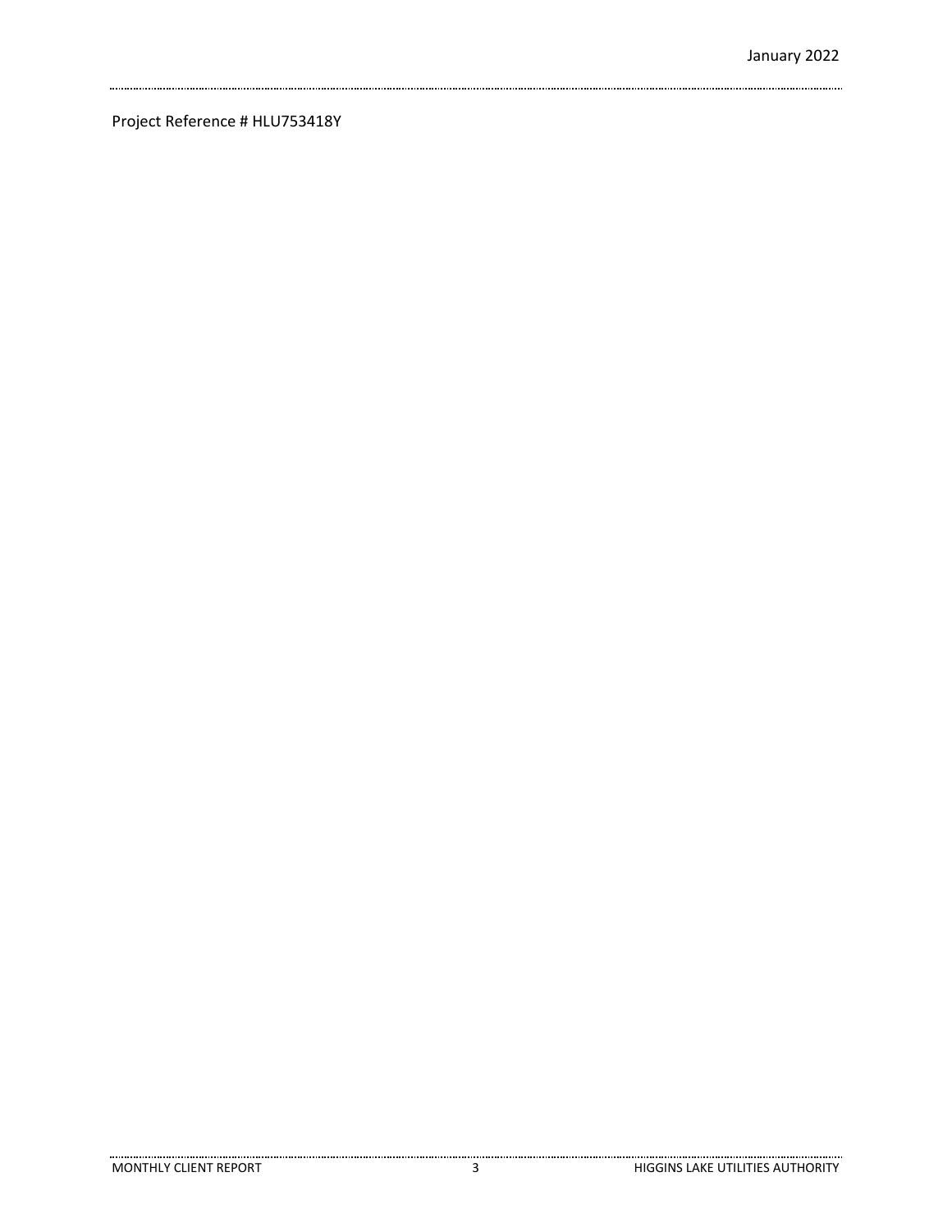Project Reference # HLU753418Y